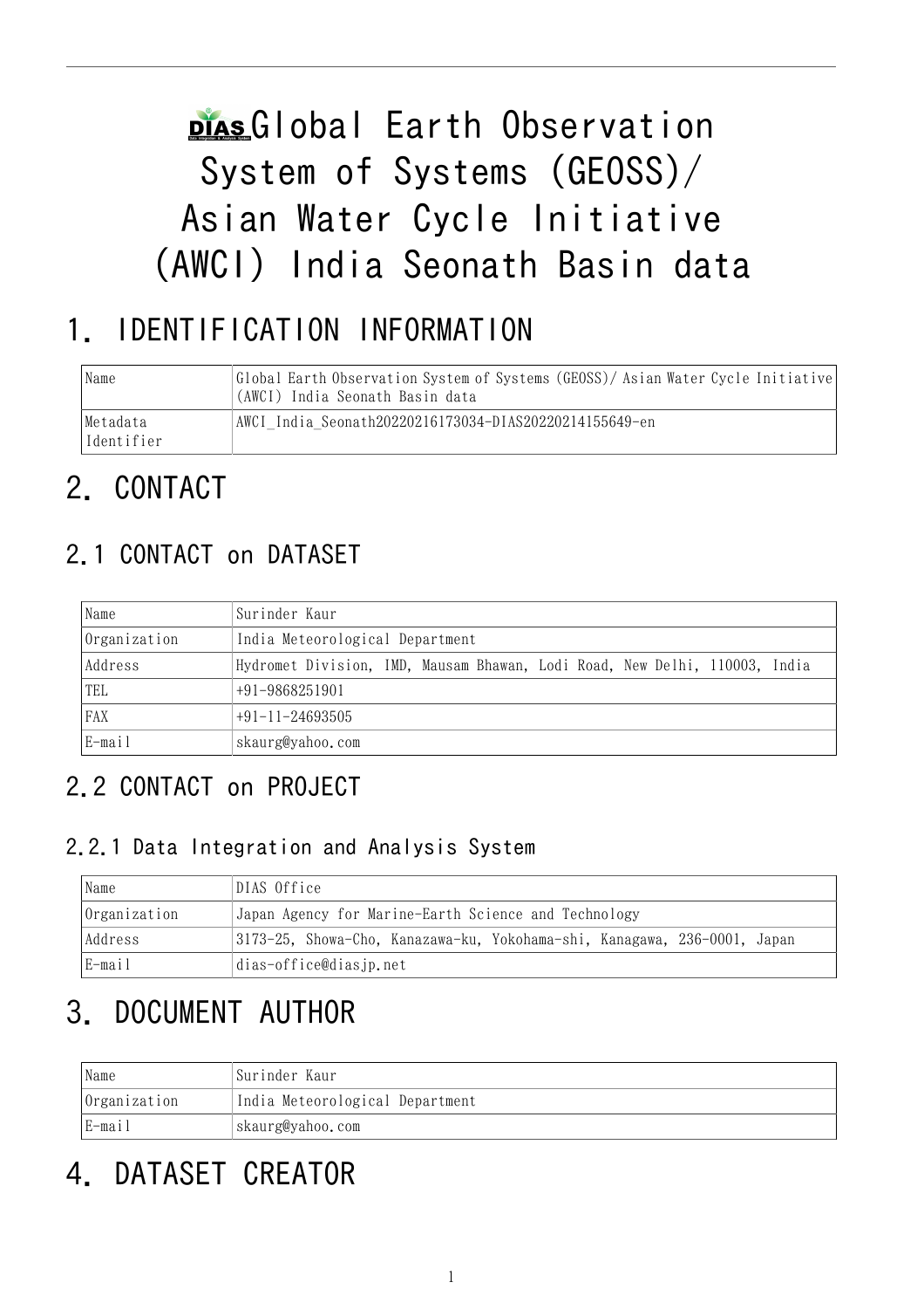# Global Earth Observation System of Systems (GEOSS)/ Asian Water Cycle Initiative (AWCI) India Seonath Basin data

## 1. IDENTIFICATION INFORMATION

| | |
|---|---|
| Name | Global Earth Observation System of Systems (GEOSS)/ Asian Water Cycle Initiative (AWCI) India Seonath Basin data |
| Metadata Identifier | AWCI_India_Seonath20220216173034-DIAS20220214155649-en |

## 2. CONTACT

### 2.1 CONTACT on DATASET

| | |
|---|---|
| Name | Surinder Kaur |
| Organization | India Meteorological Department |
| Address | Hydromet Division, IMD, Mausam Bhawan, Lodi Road, New Delhi, 110003, India |
| TEL | +91-9868251901 |
| FAX | +91-11-24693505 |
| E-mail | skaurg@yahoo.com |

### 2.2 CONTACT on PROJECT

#### 2.2.1 Data Integration and Analysis System

| | |
|---|---|
| Name | DIAS Office |
| Organization | Japan Agency for Marine-Earth Science and Technology |
| Address | 3173-25, Showa-Cho, Kanazawa-ku, Yokohama-shi, Kanagawa, 236-0001, Japan |
| E-mail | dias-office@diasjp.net |

## 3. DOCUMENT AUTHOR

| | |
|---|---|
| Name | Surinder Kaur |
| Organization | India Meteorological Department |
| E-mail | skaurg@yahoo.com |

## 4. DATASET CREATOR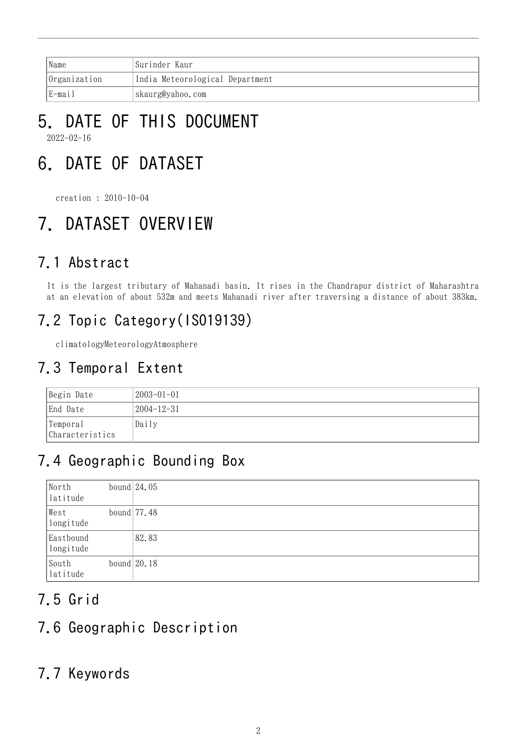| | |
|---|---|
| Name | Surinder Kaur |
| Organization | India Meteorological Department |
| E-mail | skaurg@yahoo.com |

# 5. DATE OF THIS DOCUMENT

2022-02-16

# 6. DATE OF DATASET

creation : 2010-10-04

# 7. DATASET OVERVIEW

## 7.1 Abstract

It is the largest tributary of Mahanadi basin. It rises in the Chandrapur district of Maharashtra at an elevation of about 532m and meets Mahanadi river after traversing a distance of about 383km.

## 7.2 Topic Category(ISO19139)

climatologyMeteorologyAtmosphere

## 7.3 Temporal Extent

| | |
|---|---|
| Begin Date | 2003-01-01 |
| End Date | 2004-12-31 |
| Temporal Characteristics | Daily |

## 7.4 Geographic Bounding Box

| | |
|---|---|
| North bound latitude | 24.05 |
| West bound longitude | 77.48 |
| Eastbound longitude | 82.83 |
| South bound latitude | 20.18 |

## 7.5 Grid

## 7.6 Geographic Description

## 7.7 Keywords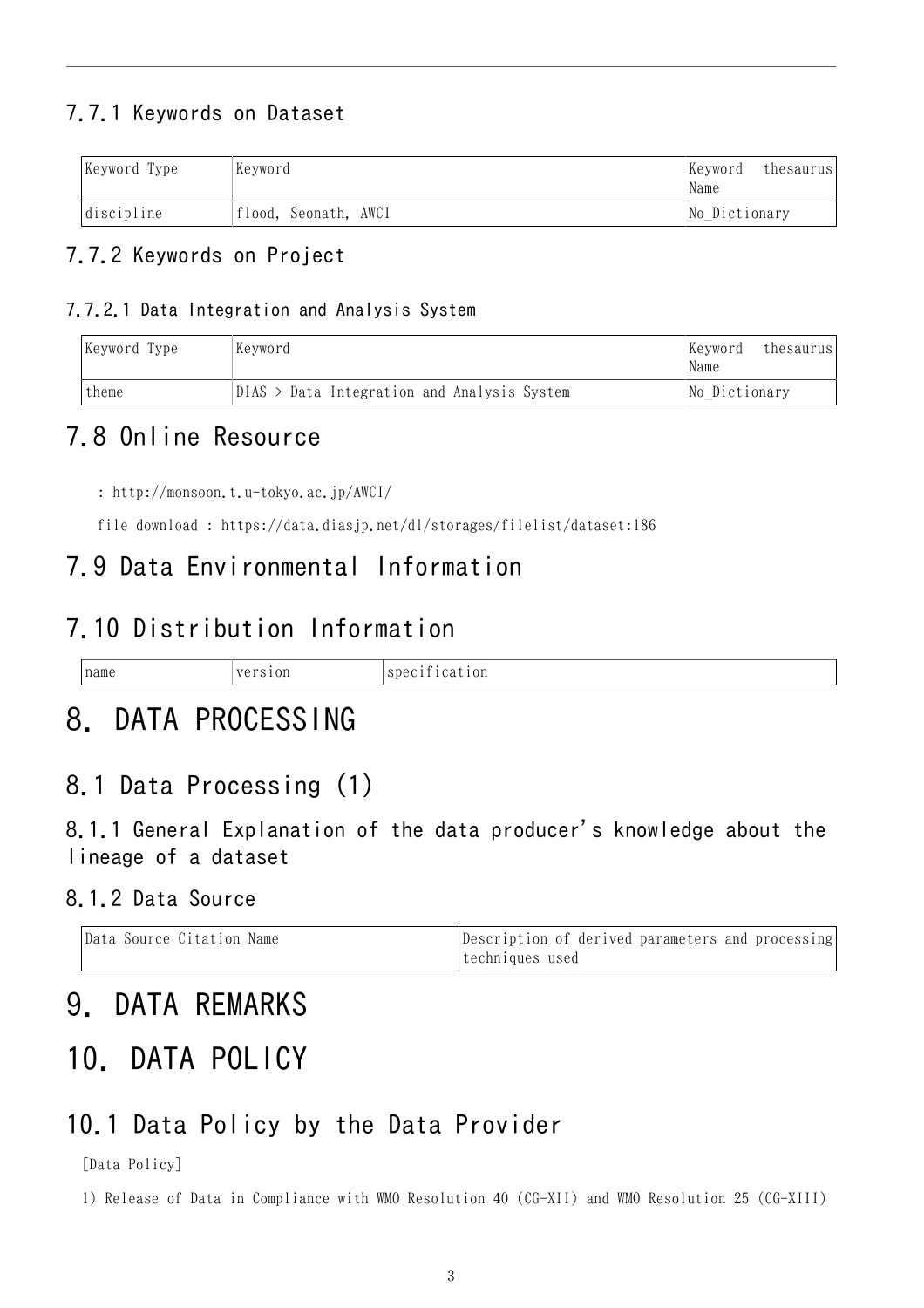#### 7.7.1 Keywords on Dataset

| Keyword Type | Keyword | Keyword thesaurus Name |
|---|---|---|
| discipline | flood, Seonath, AWCI | No_Dictionary |

#### 7.7.2 Keywords on Project

##### 7.7.2.1 Data Integration and Analysis System

| Keyword Type | Keyword | Keyword thesaurus Name |
|---|---|---|
| theme | DIAS > Data Integration and Analysis System | No_Dictionary |

### 7.8 Online Resource

: http://monsoon.t.u-tokyo.ac.jp/AWCI/

file download : https://data.diasjp.net/dl/storages/filelist/dataset:186

### 7.9 Data Environmental Information

### 7.10 Distribution Information

| name | version | specification |
|---|---|---|

## 8. DATA PROCESSING

### 8.1 Data Processing (1)

#### 8.1.1 General Explanation of the data producer's knowledge about the lineage of a dataset

#### 8.1.2 Data Source

| Data Source Citation Name | Description of derived parameters and processing techniques used |
|---|---|

## 9. DATA REMARKS

## 10. DATA POLICY

### 10.1 Data Policy by the Data Provider

[Data Policy]

1) Release of Data in Compliance with WMO Resolution 40 (CG-XII) and WMO Resolution 25 (CG-XIII)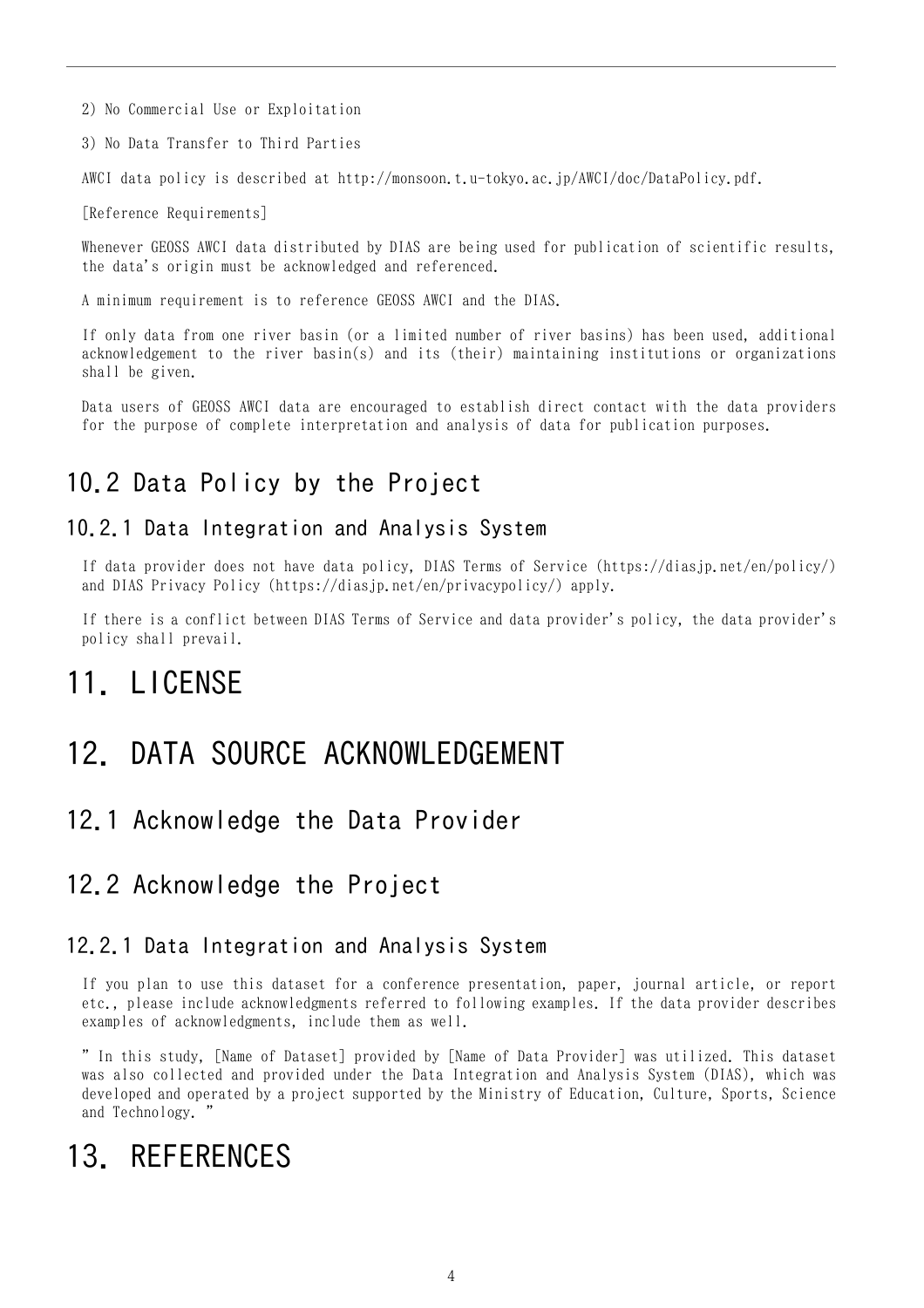2) No Commercial Use or Exploitation

3) No Data Transfer to Third Parties

AWCI data policy is described at http://monsoon.t.u-tokyo.ac.jp/AWCI/doc/DataPolicy.pdf.

[Reference Requirements]

Whenever GEOSS AWCI data distributed by DIAS are being used for publication of scientific results, the data's origin must be acknowledged and referenced.

A minimum requirement is to reference GEOSS AWCI and the DIAS.

If only data from one river basin (or a limited number of river basins) has been used, additional acknowledgement to the river basin(s) and its (their) maintaining institutions or organizations shall be given.

Data users of GEOSS AWCI data are encouraged to establish direct contact with the data providers for the purpose of complete interpretation and analysis of data for publication purposes.

## 10.2 Data Policy by the Project

### 10.2.1 Data Integration and Analysis System

If data provider does not have data policy, DIAS Terms of Service (https://diasjp.net/en/policy/) and DIAS Privacy Policy (https://diasjp.net/en/privacypolicy/) apply.

If there is a conflict between DIAS Terms of Service and data provider's policy, the data provider's policy shall prevail.

# 11. LICENSE

# 12. DATA SOURCE ACKNOWLEDGEMENT

## 12.1 Acknowledge the Data Provider

## 12.2 Acknowledge the Project

### 12.2.1 Data Integration and Analysis System

If you plan to use this dataset for a conference presentation, paper, journal article, or report etc., please include acknowledgments referred to following examples. If the data provider describes examples of acknowledgments, include them as well.

" In this study, [Name of Dataset] provided by [Name of Data Provider] was utilized. This dataset was also collected and provided under the Data Integration and Analysis System (DIAS), which was developed and operated by a project supported by the Ministry of Education, Culture, Sports, Science and Technology. "

# 13. REFERENCES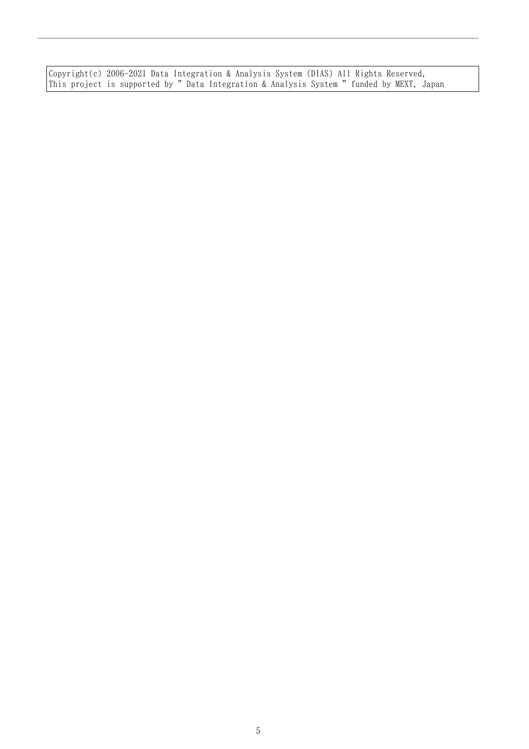Copyright(c) 2006-2021 Data Integration & Analysis System (DIAS) All Rights Reserved.
This project is supported by " Data Integration & Analysis System " funded by MEXT, Japan